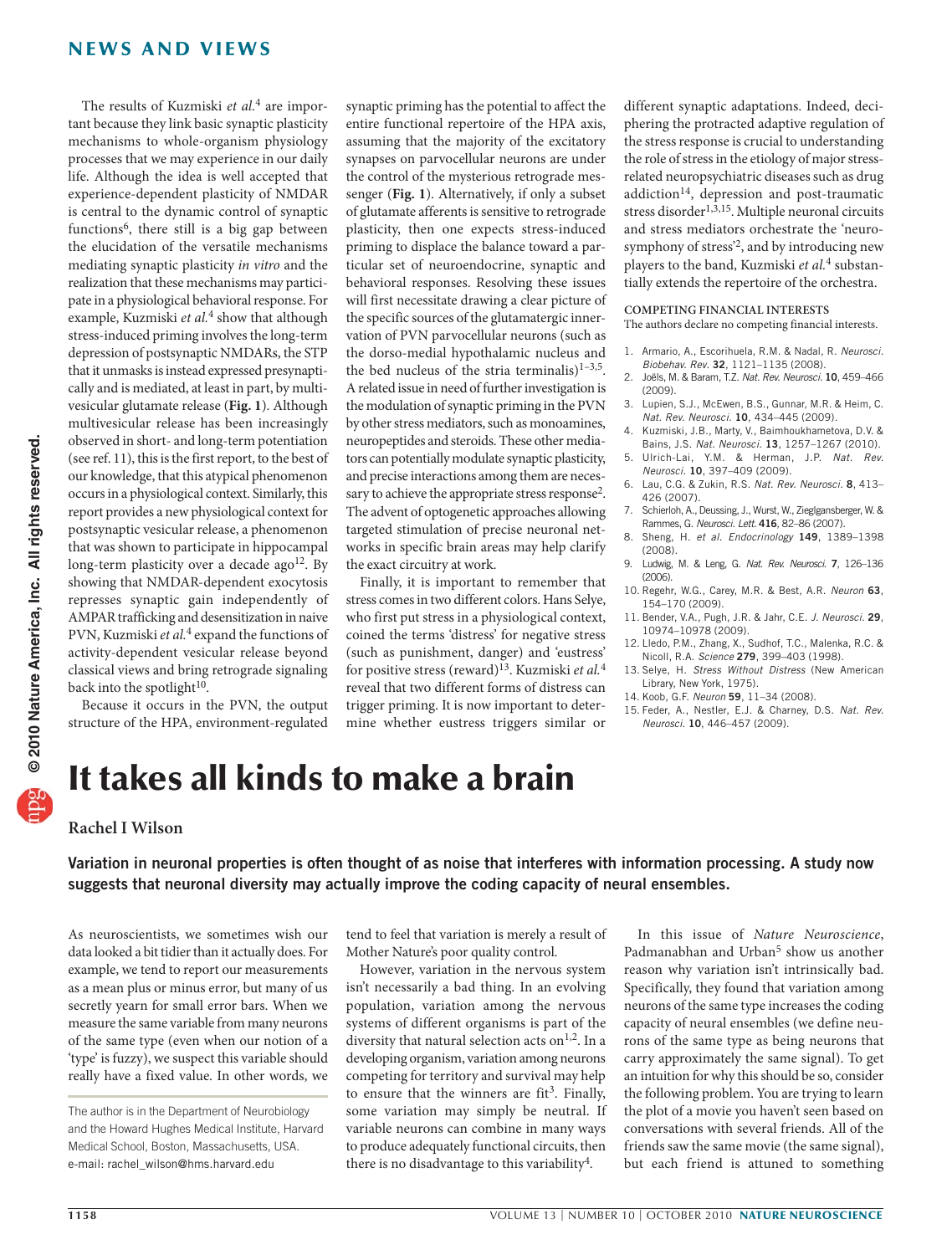The results of Kuzmiski *et al.*[4] are important because they link basic synaptic plasticity mechanisms to whole-organism physiology processes that we may experience in our daily life. Although the idea is well accepted that experience-dependent plasticity of NMDAR is central to the dynamic control of synaptic functions[6], there still is a big gap between the elucidation of the versatile mechanisms mediating synaptic plasticity *in vitro* and the realization that these mechanisms may participate in a physiological behavioral response. For example, Kuzmiski *et al.*[4] show that although stress-induced priming involves the long-term depression of postsynaptic NMDARs, the STP that it unmasks is instead expressed presynaptically and is mediated, at least in part, by multivesicular glutamate release (**Fig. 1**). Although multivesicular release has been increasingly observed in short- and long-term potentiation (see ref. 11), this is the first report, to the best of our knowledge, that this atypical phenomenon occurs in a physiological context. Similarly, this report provides a new physiological context for postsynaptic vesicular release, a phenomenon that was shown to participate in hippocampal long-term plasticity over a decade ago[12]. By showing that NMDAR-dependent exocytosis represses synaptic gain independently of AMPAR trafficking and desensitization in naive PVN, Kuzmiski *et al.*[4] expand the functions of activity-dependent vesicular release beyond classical views and bring retrograde signaling back into the spotlight[10].

Because it occurs in the PVN, the output structure of the HPA, environment-regulated synaptic priming has the potential to affect the entire functional repertoire of the HPA axis, assuming that the majority of the excitatory synapses on parvocellular neurons are under the control of the mysterious retrograde messenger (**Fig. 1**). Alternatively, if only a subset of glutamate afferents is sensitive to retrograde plasticity, then one expects stress-induced priming to displace the balance toward a particular set of neuroendocrine, synaptic and behavioral responses. Resolving these issues will first necessitate drawing a clear picture of the specific sources of the glutamatergic innervation of PVN parvocellular neurons (such as the dorso-medial hypothalamic nucleus and the bed nucleus of the stria terminalis)[1–3,5]. A related issue in need of further investigation is the modulation of synaptic priming in the PVN by other stress mediators, such as monoamines, neuropeptides and steroids. These other mediators can potentially modulate synaptic plasticity, and precise interactions among them are necessary to achieve the appropriate stress response[2]. The advent of optogenetic approaches allowing targeted stimulation of precise neuronal networks in specific brain areas may help clarify the exact circuitry at work.

Finally, it is important to remember that stress comes in two different colors. Hans Selye, who first put stress in a physiological context, coined the terms 'distress' for negative stress (such as punishment, danger) and 'eustress' for positive stress (reward)[13]. Kuzmiski *et al.*[4] reveal that two different forms of distress can trigger priming. It is now important to determine whether eustress triggers similar or different synaptic adaptations. Indeed, deciphering the protracted adaptive regulation of the stress response is crucial to understanding the role of stress in the etiology of major stress-related neuropsychiatric diseases such as drug addiction[14], depression and post-traumatic stress disorder[1,3,15]. Multiple neuronal circuits and stress mediators orchestrate the 'neurosymphony of stress'[2], and by introducing new players to the band, Kuzmiski *et al.*[4] substantially extends the repertoire of the orchestra.

**COMPETING FINANCIAL INTERESTS**
The authors declare no competing financial interests.

1. Armario, A., Escorihuela, R.M. & Nadal, R. *Neurosci. Biobehav. Rev.* **32**, 1121–1135 (2008).
2. Joëls, M. & Baram, T.Z. *Nat. Rev. Neurosci.* **10**, 459–466 (2009).
3. Lupien, S.J., McEwen, B.S., Gunnar, M.R. & Heim, C. *Nat. Rev. Neurosci.* **10**, 434–445 (2009).
4. Kuzmiski, J.B., Marty, V., Baimoukhametova, D.V. & Bains, J.S. *Nat. Neurosci.* **13**, 1257–1267 (2010).
5. Ulrich-Lai, Y.M. & Herman, J.P. *Nat. Rev. Neurosci.* **10**, 397–409 (2009).
6. Lau, C.G. & Zukin, R.S. *Nat. Rev. Neurosci.* **8**, 413–426 (2007).
7. Schierloh, A., Deussing, J., Wurst, W., Zieglgansberger, W. & Rammes, G. *Neurosci. Lett.* **416**, 82–86 (2007).
8. Sheng, H. *et al. Endocrinology* **149**, 1389–1398 (2008).
9. Ludwig, M. & Leng, G. *Nat. Rev. Neurosci.* **7**, 126–136 (2006).
10. Regehr, W.G., Carey, M.R. & Best, A.R. *Neuron* **63**, 154–170 (2009).
11. Bender, V.A., Pugh, J.R. & Jahr, C.E. *J. Neurosci.* **29**, 10974–10978 (2009).
12. Lledo, P.M., Zhang, X., Sudhof, T.C., Malenka, R.C. & Nicoll, R.A. *Science* **279**, 399–403 (1998).
13. Selye, H. *Stress Without Distress* (New American Library, New York, 1975).
14. Koob, G.F. *Neuron* **59**, 11–34 (2008).
15. Feder, A., Nestler, E.J. & Charney, D.S. *Nat. Rev. Neurosci.* **10**, 446–457 (2009).

# It takes all kinds to make a brain

**Rachel I Wilson**

**Variation in neuronal properties is often thought of as noise that interferes with information processing. A study now suggests that neuronal diversity may actually improve the coding capacity of neural ensembles.**

As neuroscientists, we sometimes wish our data looked a bit tidier than it actually does. For example, we tend to report our measurements as a mean plus or minus error, but many of us secretly yearn for small error bars. When we measure the same variable from many neurons of the same type (even when our notion of a 'type' is fuzzy), we suspect this variable should really have a fixed value. In other words, we tend to feel that variation is merely a result of Mother Nature's poor quality control.

However, variation in the nervous system isn't necessarily a bad thing. In an evolving population, variation among the nervous systems of different organisms is part of the diversity that natural selection acts on[1,2]. In a developing organism, variation among neurons competing for territory and survival may help to ensure that the winners are fit[3]. Finally, some variation may simply be neutral. If variable neurons can combine in many ways to produce adequately functional circuits, then there is no disadvantage to this variability[4].

In this issue of *Nature Neuroscience*, Padmanabhan and Urban[5] show us another reason why variation isn't intrinsically bad. Specifically, they found that variation among neurons of the same type increases the coding capacity of neural ensembles (we define neurons of the same type as being neurons that carry approximately the same signal). To get an intuition for why this should be so, consider the following problem. You are trying to learn the plot of a movie you haven't seen based on conversations with several friends. All of the friends saw the same movie (the same signal), but each friend is attuned to something

The author is in the Department of Neurobiology and the Howard Hughes Medical Institute, Harvard Medical School, Boston, Massachusetts, USA.
e-mail: rachel_wilson@hms.harvard.edu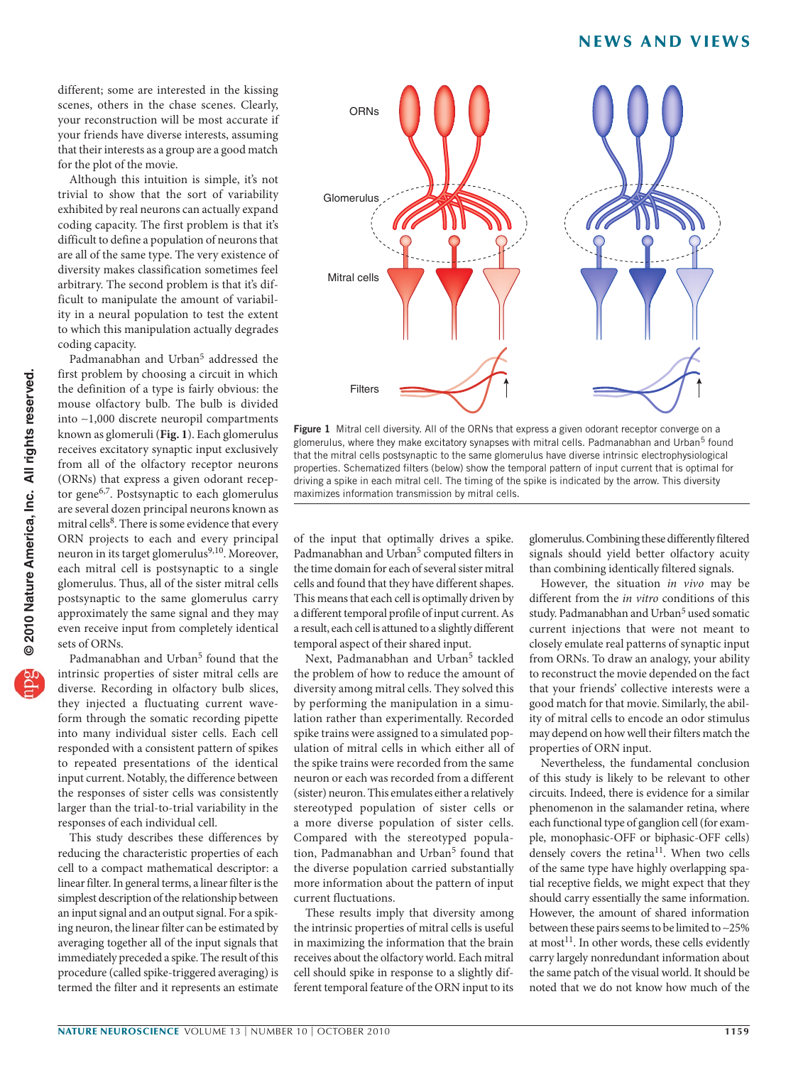different; some are interested in the kissing scenes, others in the chase scenes. Clearly, your reconstruction will be most accurate if your friends have diverse interests, assuming that their interests as a group are a good match for the plot of the movie.

Although this intuition is simple, it's not trivial to show that the sort of variability exhibited by real neurons can actually expand coding capacity. The first problem is that it's difficult to define a population of neurons that are all of the same type. The very existence of diversity makes classification sometimes feel arbitrary. The second problem is that it's difficult to manipulate the amount of variability in a neural population to test the extent to which this manipulation actually degrades coding capacity.

Padmanabhan and Urban[5] addressed the first problem by choosing a circuit in which the definition of a type is fairly obvious: the mouse olfactory bulb. The bulb is divided into ~1,000 discrete neuropil compartments known as glomeruli (**Fig. 1**). Each glomerulus receives excitatory synaptic input exclusively from all of the olfactory receptor neurons (ORNs) that express a given odorant receptor gene[6,7]. Postsynaptic to each glomerulus are several dozen principal neurons known as mitral cells[8]. There is some evidence that every ORN projects to each and every principal neuron in its target glomerulus[9,10]. Moreover, each mitral cell is postsynaptic to a single glomerulus. Thus, all of the sister mitral cells postsynaptic to the same glomerulus carry approximately the same signal and they may even receive input from completely identical sets of ORNs.

Padmanabhan and Urban[5] found that the intrinsic properties of sister mitral cells are diverse. Recording in olfactory bulb slices, they injected a fluctuating current waveform through the somatic recording pipette into many individual sister cells. Each cell responded with a consistent pattern of spikes to repeated presentations of the identical input current. Notably, the difference between the responses of sister cells was consistently larger than the trial-to-trial variability in the responses of each individual cell.

This study describes these differences by reducing the characteristic properties of each cell to a compact mathematical descriptor: a linear filter. In general terms, a linear filter is the simplest description of the relationship between an input signal and an output signal. For a spiking neuron, the linear filter can be estimated by averaging together all of the input signals that immediately preceded a spike. The result of this procedure (called spike-triggered averaging) is termed the filter and it represents an estimate of the input that optimally drives a spike. Padmanabhan and Urban[5] computed filters in the time domain for each of several sister mitral cells and found that they have different shapes. This means that each cell is optimally driven by a different temporal profile of input current. As a result, each cell is attuned to a slightly different temporal aspect of their shared input.

**Figure 1** Mitral cell diversity. All of the ORNs that express a given odorant receptor converge on a glomerulus, where they make excitatory synapses with mitral cells. Padmanabhan and Urban[5] found that the mitral cells postsynaptic to the same glomerulus have diverse intrinsic electrophysiological properties. Schematized filters (below) show the temporal pattern of input current that is optimal for driving a spike in each mitral cell. The timing of the spike is indicated by the arrow. This diversity maximizes information transmission by mitral cells.

Next, Padmanabhan and Urban[5] tackled the problem of how to reduce the amount of diversity among mitral cells. They solved this by performing the manipulation in a simulation rather than experimentally. Recorded spike trains were assigned to a simulated population of mitral cells in which either all of the spike trains were recorded from the same neuron or each was recorded from a different (sister) neuron. This emulates either a relatively stereotyped population of sister cells or a more diverse population of sister cells. Compared with the stereotyped population, Padmanabhan and Urban[5] found that the diverse population carried substantially more information about the pattern of input current fluctuations.

These results imply that diversity among the intrinsic properties of mitral cells is useful in maximizing the information that the brain receives about the olfactory world. Each mitral cell should spike in response to a slightly different temporal feature of the ORN input to its glomerulus. Combining these differently filtered signals should yield better olfactory acuity than combining identically filtered signals.

However, the situation *in vivo* may be different from the *in vitro* conditions of this study. Padmanabhan and Urban[5] used somatic current injections that were not meant to closely emulate real patterns of synaptic input from ORNs. To draw an analogy, your ability to reconstruct the movie depended on the fact that your friends' collective interests were a good match for that movie. Similarly, the ability of mitral cells to encode an odor stimulus may depend on how well their filters match the properties of ORN input.

Nevertheless, the fundamental conclusion of this study is likely to be relevant to other circuits. Indeed, there is evidence for a similar phenomenon in the salamander retina, where each functional type of ganglion cell (for example, monophasic-OFF or biphasic-OFF cells) densely covers the retina[11]. When two cells of the same type have highly overlapping spatial receptive fields, we might expect that they should carry essentially the same information. However, the amount of shared information between these pairs seems to be limited to ~25% at most[11]. In other words, these cells evidently carry largely nonredundant information about the same patch of the visual world. It should be noted that we do not know how much of the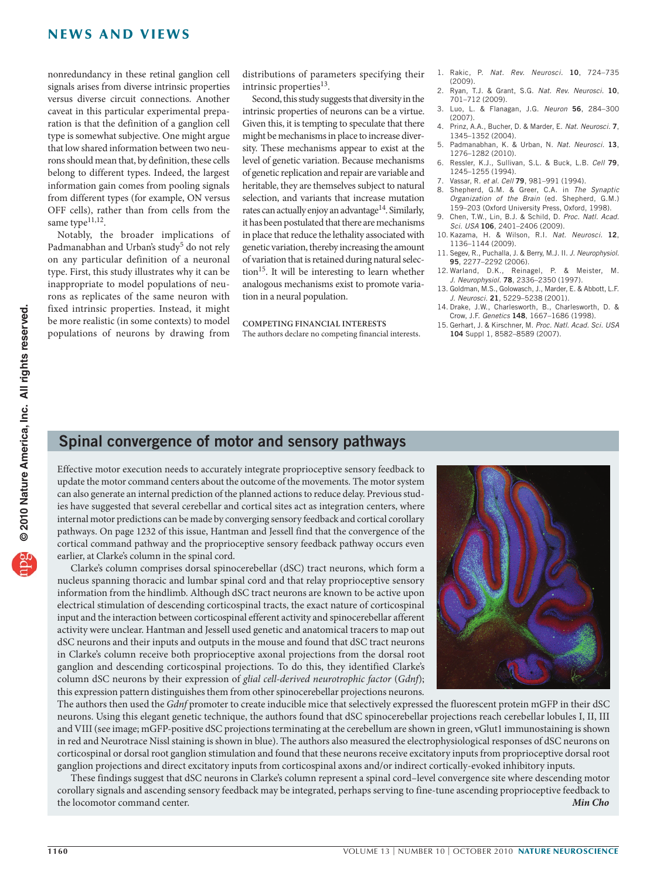nonredundancy in these retinal ganglion cell signals arises from diverse intrinsic properties versus diverse circuit connections. Another caveat in this particular experimental preparation is that the definition of a ganglion cell type is somewhat subjective. One might argue that low shared information between two neurons should mean that, by definition, these cells belong to different types. Indeed, the largest information gain comes from pooling signals from different types (for example, ON versus OFF cells), rather than from cells from the same type[11,12].

Notably, the broader implications of Padmanabhan and Urban's study[5] do not rely on any particular definition of a neuronal type. First, this study illustrates why it can be inappropriate to model populations of neurons as replicates of the same neuron with fixed intrinsic properties. Instead, it might be more realistic (in some contexts) to model populations of neurons by drawing from distributions of parameters specifying their intrinsic properties[13].

Second, this study suggests that diversity in the intrinsic properties of neurons can be a virtue. Given this, it is tempting to speculate that there might be mechanisms in place to increase diversity. These mechanisms appear to exist at the level of genetic variation. Because mechanisms of genetic replication and repair are variable and heritable, they are themselves subject to natural selection, and variants that increase mutation rates can actually enjoy an advantage[14]. Similarly, it has been postulated that there are mechanisms in place that reduce the lethality associated with genetic variation, thereby increasing the amount of variation that is retained during natural selection[15]. It will be interesting to learn whether analogous mechanisms exist to promote variation in a neural population.

COMPETING FINANCIAL INTERESTS

The authors declare no competing financial interests.

1. Rakic, P. *Nat. Rev. Neurosci.* **10**, 724–735 (2009).
2. Ryan, T.J. & Grant, S.G. *Nat. Rev. Neurosci.* **10**, 701–712 (2009).
3. Luo, L. & Flanagan, J.G. *Neuron* **56**, 284–300 (2007).
4. Prinz, A.A., Bucher, D. & Marder, E. *Nat. Neurosci.* **7**, 1345–1352 (2004).
5. Padmanabhan, K. & Urban, N. *Nat. Neurosci.* **13**, 1276–1282 (2010).
6. Ressler, K.J., Sullivan, S.L. & Buck, L.B. *Cell* **79**, 1245–1255 (1994).
7. Vassar, R. *et al. Cell* **79**, 981–991 (1994).
8. Shepherd, G.M. & Greer, C.A. in *The Synaptic Organization of the Brain* (ed. Shepherd, G.M.) 159–203 (Oxford University Press, Oxford, 1998).
9. Chen, T.W., Lin, B.J. & Schild, D. *Proc. Natl. Acad. Sci. USA* **106**, 2401–2406 (2009).
10. Kazama, H. & Wilson, R.I. *Nat. Neurosci.* **12**, 1136–1144 (2009).
11. Segev, R., Puchalla, J. & Berry, M.J. II. *J. Neurophysiol.* **95**, 2277–2292 (2006).
12. Warland, D.K., Reinagel, P. & Meister, M. *J. Neurophysiol.* **78**, 2336–2350 (1997).
13. Goldman, M.S., Golowasch, J., Marder, E. & Abbott, L.F. *J. Neurosci.* **21**, 5229–5238 (2001).
14. Drake, J.W., Charlesworth, B., Charlesworth, D. & Crow, J.F. *Genetics* **148**, 1667–1686 (1998).
15. Gerhart, J. & Kirschner, M. *Proc. Natl. Acad. Sci. USA* **104** Suppl 1, 8582–8589 (2007).

## Spinal convergence of motor and sensory pathways

Effective motor execution needs to accurately integrate proprioceptive sensory feedback to update the motor command centers about the outcome of the movements. The motor system can also generate an internal prediction of the planned actions to reduce delay. Previous studies have suggested that several cerebellar and cortical sites act as integration centers, where internal motor predictions can be made by converging sensory feedback and cortical corollary pathways. On page 1232 of this issue, Hantman and Jessell find that the convergence of the cortical command pathway and the proprioceptive sensory feedback pathway occurs even earlier, at Clarke's column in the spinal cord.

Clarke's column comprises dorsal spinocerebellar (dSC) tract neurons, which form a nucleus spanning thoracic and lumbar spinal cord and that relay proprioceptive sensory information from the hindlimb. Although dSC tract neurons are known to be active upon electrical stimulation of descending corticospinal tracts, the exact nature of corticospinal input and the interaction between corticospinal efferent activity and spinocerebellar afferent activity were unclear. Hantman and Jessell used genetic and anatomical tracers to map out dSC neurons and their inputs and outputs in the mouse and found that dSC tract neurons in Clarke's column receive both proprioceptive axonal projections from the dorsal root ganglion and descending corticospinal projections. To do this, they identified Clarke's column dSC neurons by their expression of *glial cell-derived neurotrophic factor* (*Gdnf*); this expression pattern distinguishes them from other spinocerebellar projections neurons. The authors then used the *Gdnf* promoter to create inducible mice that selectively expressed the fluorescent protein mGFP in their dSC neurons. Using this elegant genetic technique, the authors found that dSC spinocerebellar projections reach cerebellar lobules I, II, III and VIII (see image; mGFP-positive dSC projections terminating at the cerebellum are shown in green, vGlut1 immunostaining is shown in red and Neurotrace Nissl staining is shown in blue). The authors also measured the electrophysiological responses of dSC neurons on corticospinal or dorsal root ganglion stimulation and found that these neurons receive excitatory inputs from proprioceptive dorsal root ganglion projections and direct excitatory inputs from corticospinal axons and/or indirect cortically-evoked inhibitory inputs.

These findings suggest that dSC neurons in Clarke's column represent a spinal cord–level convergence site where descending motor corollary signals and ascending sensory feedback may be integrated, perhaps serving to fine-tune ascending proprioceptive feedback to the locomotor command center.

***Min Cho***